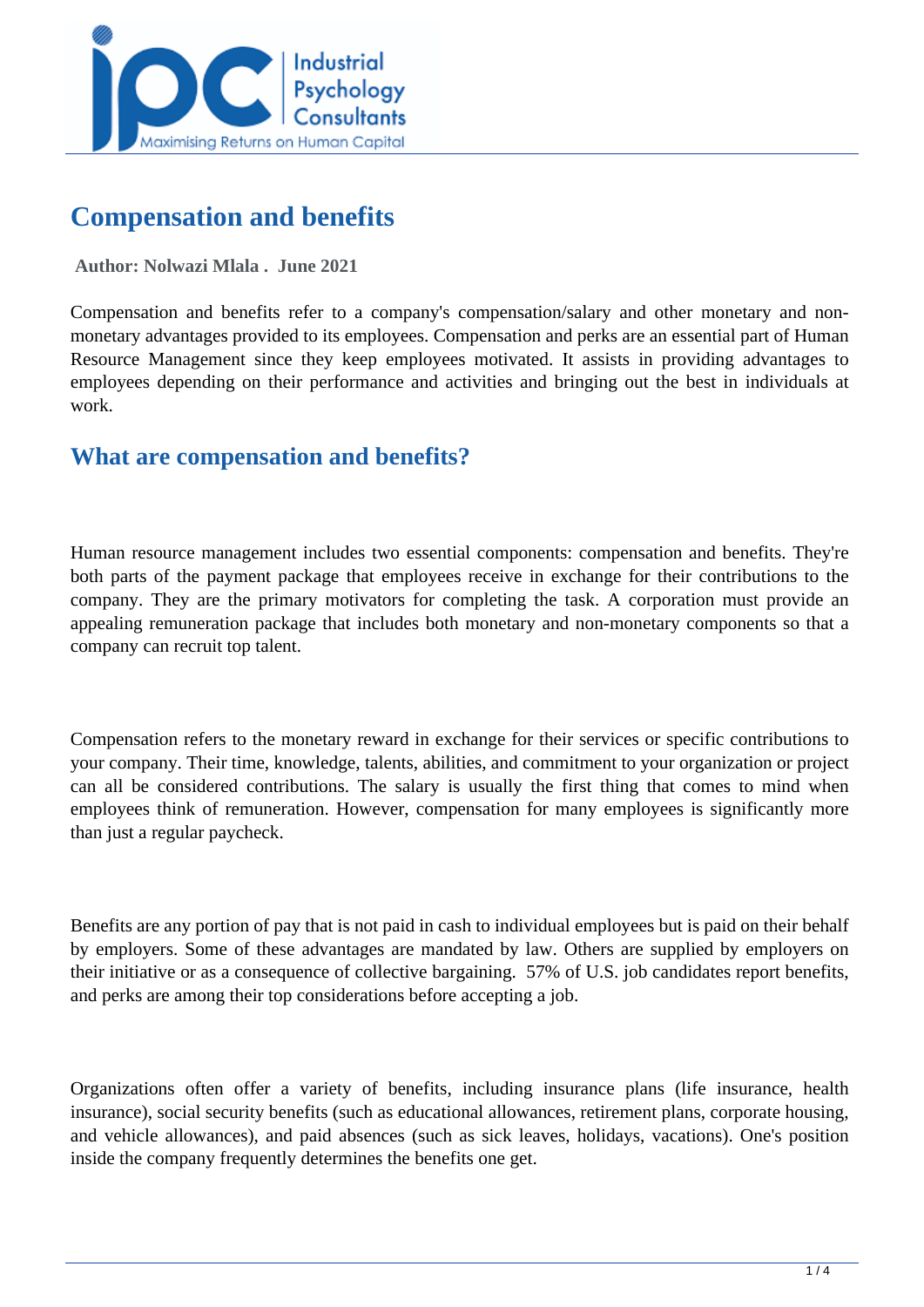# Compensation and benefits

**Author: Nolwazi Mlala . June 2021**

Compensation and benefits refer to a company's compensation/salary and other monetary and non-monetary advantages provided to its employees. Compensation and perks are an essential part of Human Resource Management since they keep employees motivated. It assists in providing advantages to employees depending on their performance and activities and bringing out the best in individuals at work.

## What are compensation and benefits?

Human resource management includes two essential components: compensation and benefits. They're both parts of the payment package that employees receive in exchange for their contributions to the company. They are the primary motivators for completing the task. A corporation must provide an appealing remuneration package that includes both monetary and non-monetary components so that a company can recruit top talent.

Compensation refers to the monetary reward in exchange for their services or specific contributions to your company. Their time, knowledge, talents, abilities, and commitment to your organization or project can all be considered contributions. The salary is usually the first thing that comes to mind when employees think of remuneration. However, compensation for many employees is significantly more than just a regular paycheck.

Benefits are any portion of pay that is not paid in cash to individual employees but is paid on their behalf by employers. Some of these advantages are mandated by law. Others are supplied by employers on their initiative or as a consequence of collective bargaining. 57% of U.S. job candidates report benefits, and perks are among their top considerations before accepting a job.

Organizations often offer a variety of benefits, including insurance plans (life insurance, health insurance), social security benefits (such as educational allowances, retirement plans, corporate housing, and vehicle allowances), and paid absences (such as sick leaves, holidays, vacations). One's position inside the company frequently determines the benefits one get.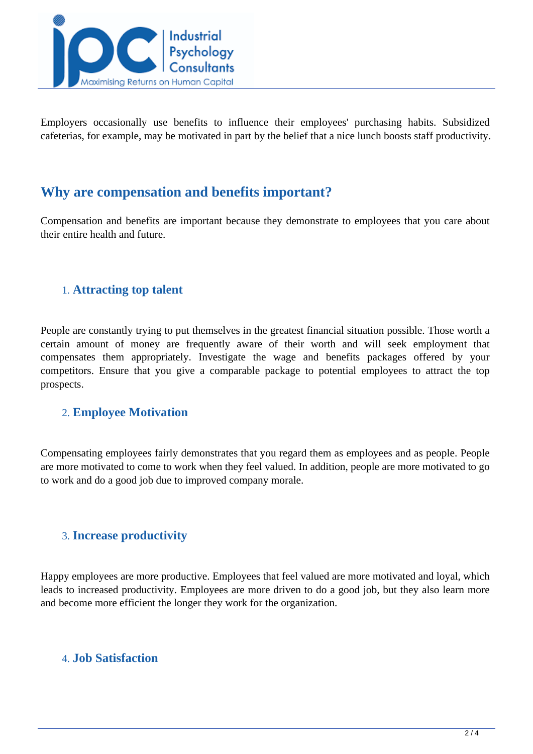Employers occasionally use benefits to influence their employees' purchasing habits. Subsidized cafeterias, for example, may be motivated in part by the belief that a nice lunch boosts staff productivity.

## Why are compensation and benefits important?

Compensation and benefits are important because they demonstrate to employees that you care about their entire health and future.

### 1. Attracting top talent

People are constantly trying to put themselves in the greatest financial situation possible. Those worth a certain amount of money are frequently aware of their worth and will seek employment that compensates them appropriately. Investigate the wage and benefits packages offered by your competitors. Ensure that you give a comparable package to potential employees to attract the top prospects.

### 2. Employee Motivation

Compensating employees fairly demonstrates that you regard them as employees and as people. People are more motivated to come to work when they feel valued. In addition, people are more motivated to go to work and do a good job due to improved company morale.

### 3. Increase productivity

Happy employees are more productive. Employees that feel valued are more motivated and loyal, which leads to increased productivity. Employees are more driven to do a good job, but they also learn more and become more efficient the longer they work for the organization.

### 4. Job Satisfaction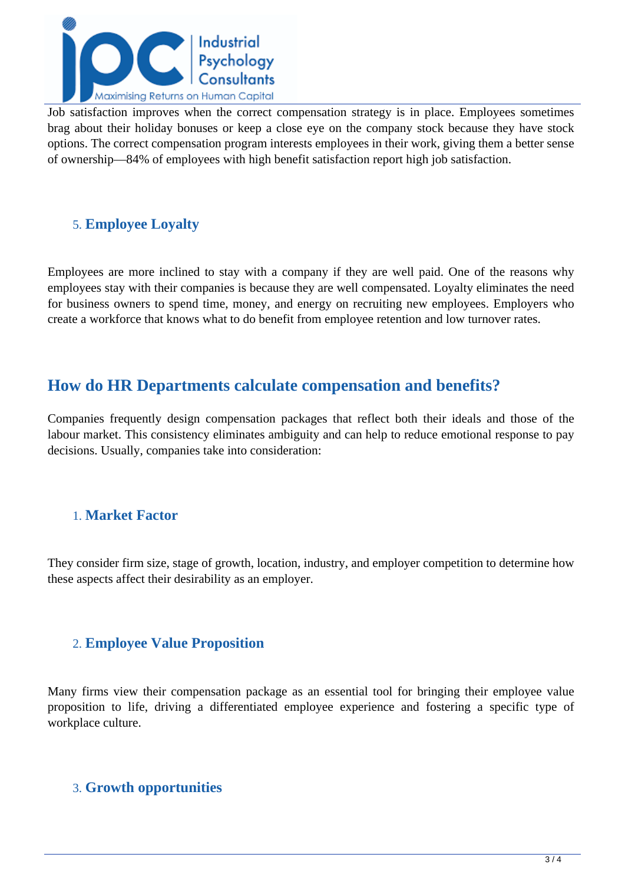Job satisfaction improves when the correct compensation strategy is in place. Employees sometimes brag about their holiday bonuses or keep a close eye on the company stock because they have stock options. The correct compensation program interests employees in their work, giving them a better sense of ownership—84% of employees with high benefit satisfaction report high job satisfaction.

### 5. Employee Loyalty

Employees are more inclined to stay with a company if they are well paid. One of the reasons why employees stay with their companies is because they are well compensated. Loyalty eliminates the need for business owners to spend time, money, and energy on recruiting new employees. Employers who create a workforce that knows what to do benefit from employee retention and low turnover rates.

## How do HR Departments calculate compensation and benefits?

Companies frequently design compensation packages that reflect both their ideals and those of the labour market. This consistency eliminates ambiguity and can help to reduce emotional response to pay decisions. Usually, companies take into consideration:

### 1. Market Factor

They consider firm size, stage of growth, location, industry, and employer competition to determine how these aspects affect their desirability as an employer.

### 2. Employee Value Proposition

Many firms view their compensation package as an essential tool for bringing their employee value proposition to life, driving a differentiated employee experience and fostering a specific type of workplace culture.

### 3. Growth opportunities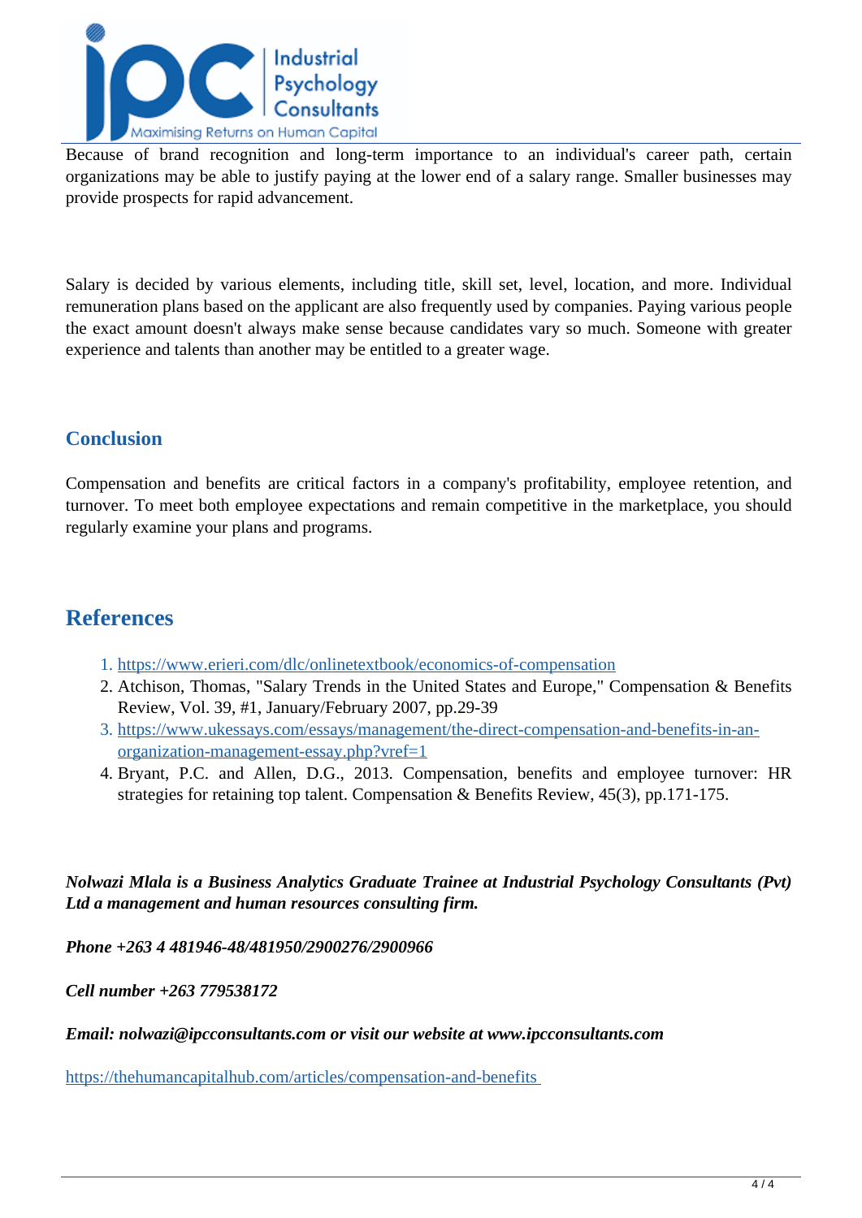Because of brand recognition and long-term importance to an individual's career path, certain organizations may be able to justify paying at the lower end of a salary range. Smaller businesses may provide prospects for rapid advancement.

Salary is decided by various elements, including title, skill set, level, location, and more. Individual remuneration plans based on the applicant are also frequently used by companies. Paying various people the exact amount doesn't always make sense because candidates vary so much. Someone with greater experience and talents than another may be entitled to a greater wage.

## Conclusion

Compensation and benefits are critical factors in a company's profitability, employee retention, and turnover. To meet both employee expectations and remain competitive in the marketplace, you should regularly examine your plans and programs.

## References

1. https://www.erieri.com/dlc/onlinetextbook/economics-of-compensation
2. Atchison, Thomas, "Salary Trends in the United States and Europe," Compensation & Benefits Review, Vol. 39, #1, January/February 2007, pp.29-39
3. https://www.ukessays.com/essays/management/the-direct-compensation-and-benefits-in-an-organization-management-essay.php?vref=1
4. Bryant, P.C. and Allen, D.G., 2013. Compensation, benefits and employee turnover: HR strategies for retaining top talent. Compensation & Benefits Review, 45(3), pp.171-175.

***Nolwazi Mlala is a Business Analytics Graduate Trainee at Industrial Psychology Consultants (Pvt) Ltd a management and human resources consulting firm.***

***Phone +263 4 481946-48/481950/2900276/2900966***

***Cell number +263 779538172***

***Email: nolwazi@ipcconsultants.com or visit our website at www.ipcconsultants.com***

https://thehumancapitalhub.com/articles/compensation-and-benefits